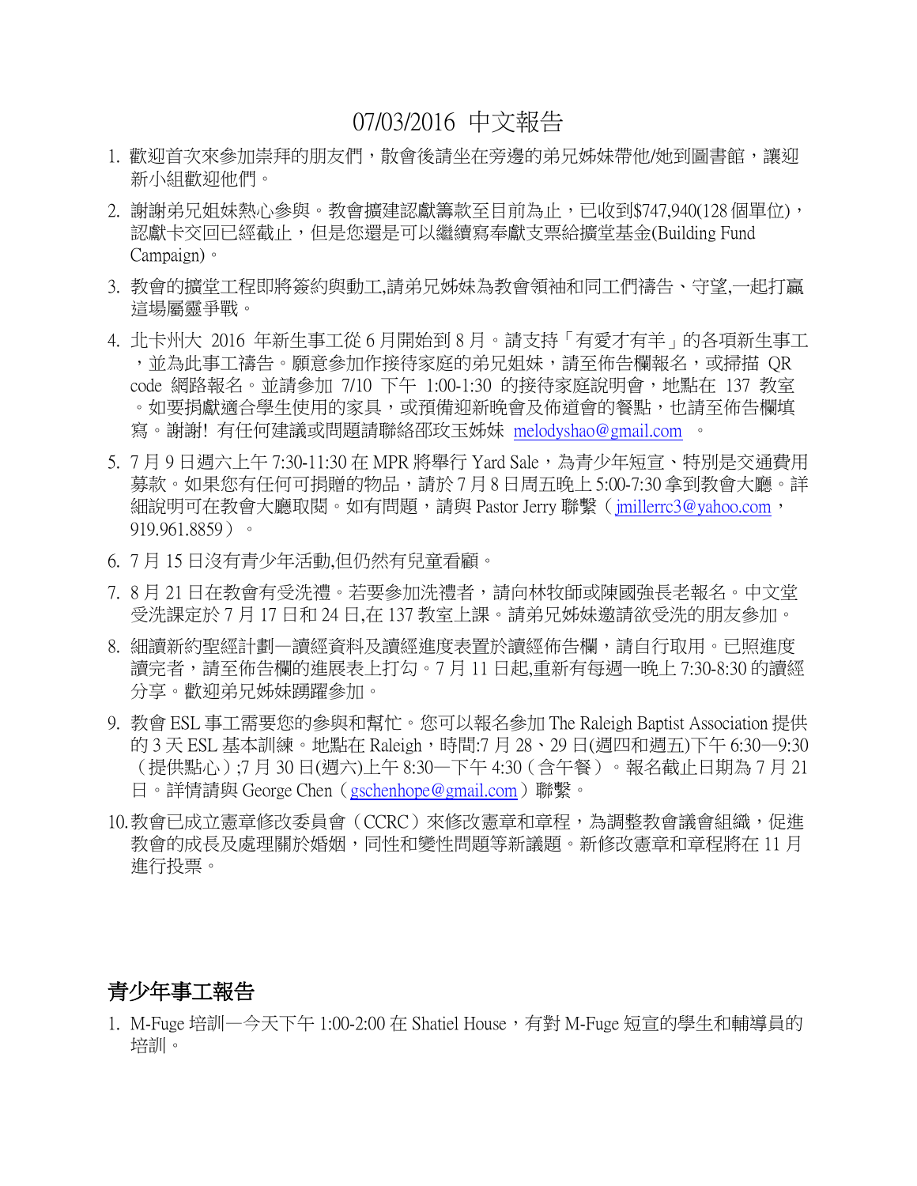# 07/03/2016 中文報告

1. 歡迎首次來參加崇拜的朋友們，散會後請坐在旁邊的弟兄姊妹帶他/她到圖書館，讓迎新小組歡迎他們。
2. 謝謝弟兄姐妹熱心參與。教會擴建認獻籌款至目前為止，已收到$747,940(128 個單位)，認獻卡交回已經截止，但是您還是可以繼續寫奉獻支票給擴堂基金(Building Fund Campaign)。
3. 教會的擴堂工程即將簽約與動工,請弟兄姊妹為教會領袖和同工們禱告、守望,一起打贏這場屬靈爭戰。
4. 北卡州大 2016 年新生事工從 6 月開始到 8 月。請支持「有愛才有羊」的各項新生事工，並為此事工禱告。願意參加作接待家庭的弟兄姐妹，請至佈告欄報名，或掃描 QR code 網路報名。並請參加 7/10 下午 1:00-1:30 的接待家庭說明會，地點在 137 教室。如要捐獻適合學生使用的家具，或預備迎新晚會及佈道會的餐點，也請至佈告欄填寫。謝謝! 有任何建議或問題請聯絡邵玫玉姊妹 melodyshao@gmail.com 。
5. 7 月 9 日週六上午 7:30-11:30 在 MPR 將舉行 Yard Sale，為青少年短宣、特別是交通費用募款。如果您有任何可捐贈的物品，請於 7 月 8 日周五晚上 5:00-7:30 拿到教會大廳。詳細說明可在教會大廳取閱。如有問題，請與 Pastor Jerry 聯繫（jmillerrc3@yahoo.com，919.961.8859）。
6. 7 月 15 日沒有青少年活動,但仍然有兒童看顧。
7. 8 月 21 日在教會有受洗禮。若要參加洗禮者，請向林牧師或陳國強長老報名。中文堂受洗課定於 7 月 17 日和 24 日,在 137 教室上課。請弟兄姊妹邀請欲受洗的朋友參加。
8. 細讀新約聖經計劃—讀經資料及讀經進度表置於讀經佈告欄，請自行取用。已照進度讀完者，請至佈告欄的進展表上打勾。7 月 11 日起,重新有每週一晚上 7:30-8:30 的讀經分享。歡迎弟兄姊妹踴躍參加。
9. 教會 ESL 事工需要您的參與和幫忙。您可以報名參加 The Raleigh Baptist Association 提供的 3 天 ESL 基本訓練。地點在 Raleigh，時間:7 月 28、29 日(週四和週五)下午 6:30—9:30（提供點心）;7 月 30 日(週六)上午 8:30—下午 4:30（含午餐）。報名截止日期為 7 月 21 日。詳情請與 George Chen（gschenhope@gmail.com）聯繫。
10. 教會已成立憲章修改委員會（CCRC）來修改憲章和章程，為調整教會議會組織，促進教會的成長及處理關於婚姻，同性和變性問題等新議題。新修改憲章和章程將在 11 月進行投票。

## 青少年事工報告

1. M-Fuge 培訓—今天下午 1:00-2:00 在 Shatiel House，有對 M-Fuge 短宣的學生和輔導員的培訓。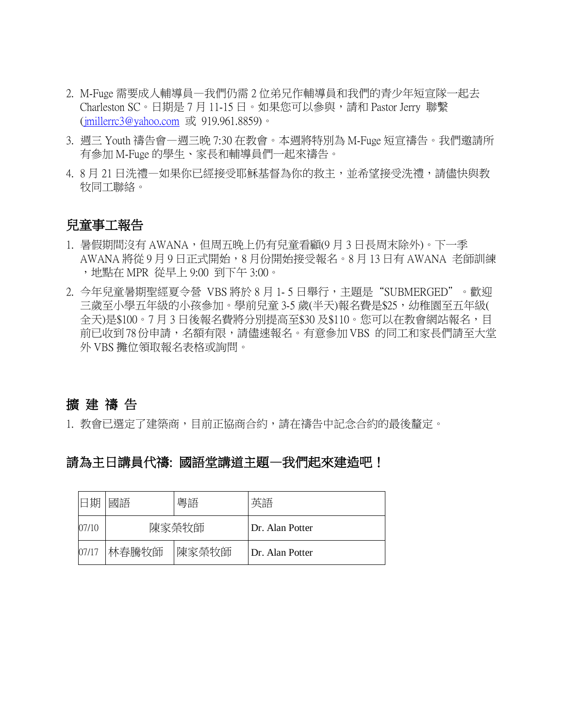2. M-Fuge 需要成人輔導員—我們仍需 2 位弟兄作輔導員和我們的青少年短宣隊一起去 Charleston SC。日期是 7 月 11-15 日。如果您可以參與，請和 Pastor Jerry 聯繫 (jmillerrc3@yahoo.com 或 919.961.8859)。
3. 週三 Youth 禱告會—週三晚 7:30 在教會。本週將特別為 M-Fuge 短宣禱告。我們邀請所有參加 M-Fuge 的學生、家長和輔導員們一起來禱告。
4. 8 月 21 日洗禮—如果你已經接受耶穌基督為你的救主，並希望接受洗禮，請儘快與教牧同工聯絡。

## 兒童事工報告

1. 暑假期間沒有 AWANA，但周五晚上仍有兒童看顧(9 月 3 日長周末除外)。下一季 AWANA 將從 9 月 9 日正式開始，8 月份開始接受報名。8 月 13 日有 AWANA 老師訓練，地點在 MPR 從早上 9:00 到下午 3:00。
2. 今年兒童暑期聖經夏令營 VBS 將於 8 月 1- 5 日舉行，主題是"SUBMERGED"。歡迎三歲至小學五年級的小孩參加。學前兒童 3-5 歲(半天)報名費是$25，幼稚園至五年級(全天)是$100。7 月 3 日後報名費將分別提高至$30 及$110。您可以在教會網站報名，目前已收到 78 份申請，名額有限，請儘速報名。有意參加 VBS 的同工和家長們請至大堂外 VBS 攤位領取報名表格或詢問。

## 擴 建 禱 告

1. 教會已選定了建築商，目前正協商合約，請在禱告中記念合約的最後釐定。

## 請為主日講員代禱: 國語堂講道主題—我們起來建造吧！

| 日期 | 國語 | 粵語 | 英語 |
|---|---|---|---|
| 07/10 | 陳家榮牧師 | | Dr. Alan Potter |
| 07/17 | 林春騰牧師 | 陳家榮牧師 | Dr. Alan Potter |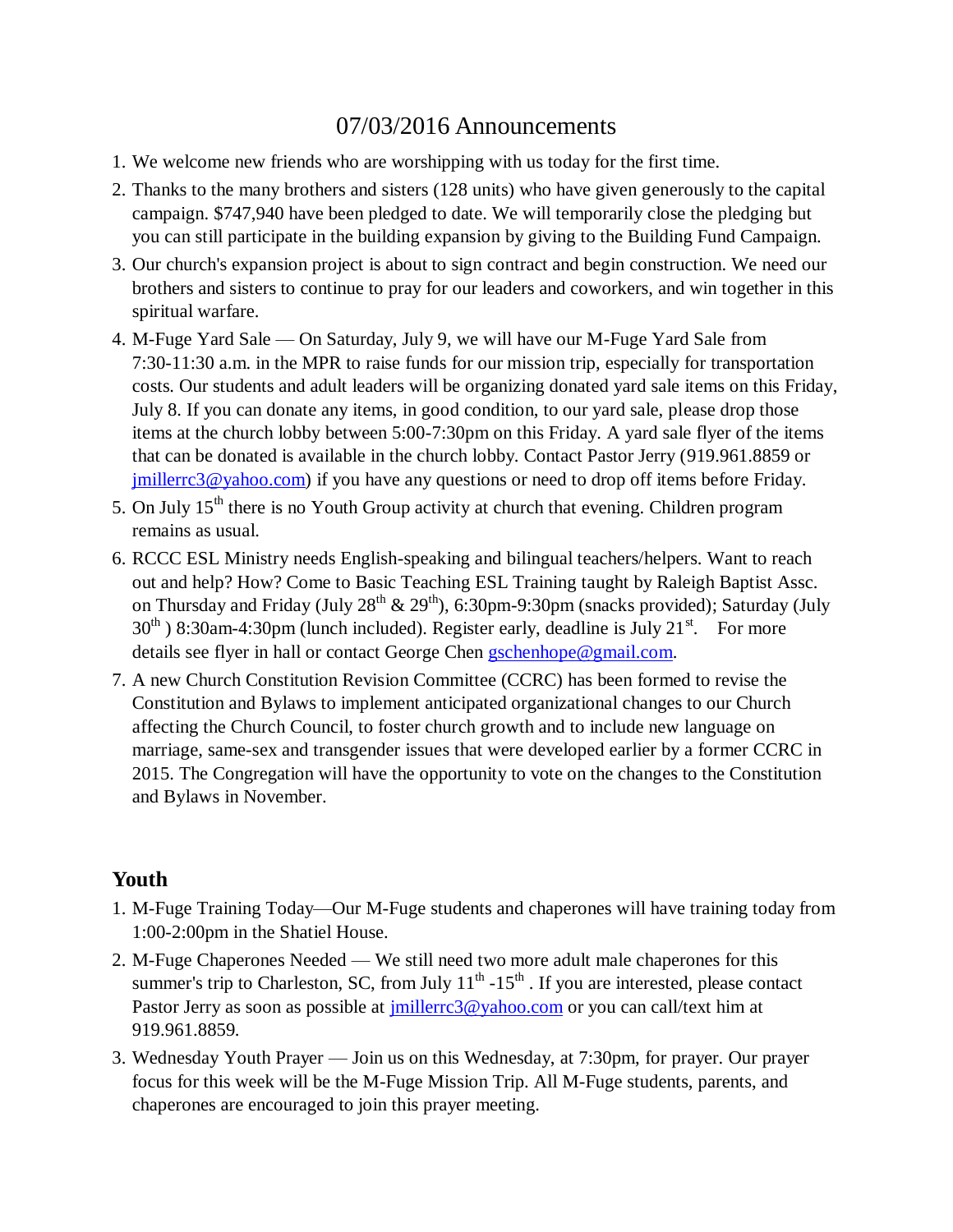# 07/03/2016 Announcements

1. We welcome new friends who are worshipping with us today for the first time.
2. Thanks to the many brothers and sisters (128 units) who have given generously to the capital campaign. $747,940 have been pledged to date. We will temporarily close the pledging but you can still participate in the building expansion by giving to the Building Fund Campaign.
3. Our church's expansion project is about to sign contract and begin construction. We need our brothers and sisters to continue to pray for our leaders and coworkers, and win together in this spiritual warfare.
4. M-Fuge Yard Sale — On Saturday, July 9, we will have our M-Fuge Yard Sale from 7:30-11:30 a.m. in the MPR to raise funds for our mission trip, especially for transportation costs. Our students and adult leaders will be organizing donated yard sale items on this Friday, July 8. If you can donate any items, in good condition, to our yard sale, please drop those items at the church lobby between 5:00-7:30pm on this Friday. A yard sale flyer of the items that can be donated is available in the church lobby. Contact Pastor Jerry (919.961.8859 or jmillerrc3@yahoo.com) if you have any questions or need to drop off items before Friday.
5. On July 15th there is no Youth Group activity at church that evening. Children program remains as usual.
6. RCCC ESL Ministry needs English-speaking and bilingual teachers/helpers. Want to reach out and help? How? Come to Basic Teaching ESL Training taught by Raleigh Baptist Assc. on Thursday and Friday (July 28th & 29th), 6:30pm-9:30pm (snacks provided); Saturday (July 30th ) 8:30am-4:30pm (lunch included). Register early, deadline is July 21st. For more details see flyer in hall or contact George Chen gschenhope@gmail.com.
7. A new Church Constitution Revision Committee (CCRC) has been formed to revise the Constitution and Bylaws to implement anticipated organizational changes to our Church affecting the Church Council, to foster church growth and to include new language on marriage, same-sex and transgender issues that were developed earlier by a former CCRC in 2015. The Congregation will have the opportunity to vote on the changes to the Constitution and Bylaws in November.

## Youth

1. M-Fuge Training Today—Our M-Fuge students and chaperones will have training today from 1:00-2:00pm in the Shatiel House.
2. M-Fuge Chaperones Needed — We still need two more adult male chaperones for this summer's trip to Charleston, SC, from July 11th -15th . If you are interested, please contact Pastor Jerry as soon as possible at jmillerrc3@yahoo.com or you can call/text him at 919.961.8859.
3. Wednesday Youth Prayer — Join us on this Wednesday, at 7:30pm, for prayer. Our prayer focus for this week will be the M-Fuge Mission Trip. All M-Fuge students, parents, and chaperones are encouraged to join this prayer meeting.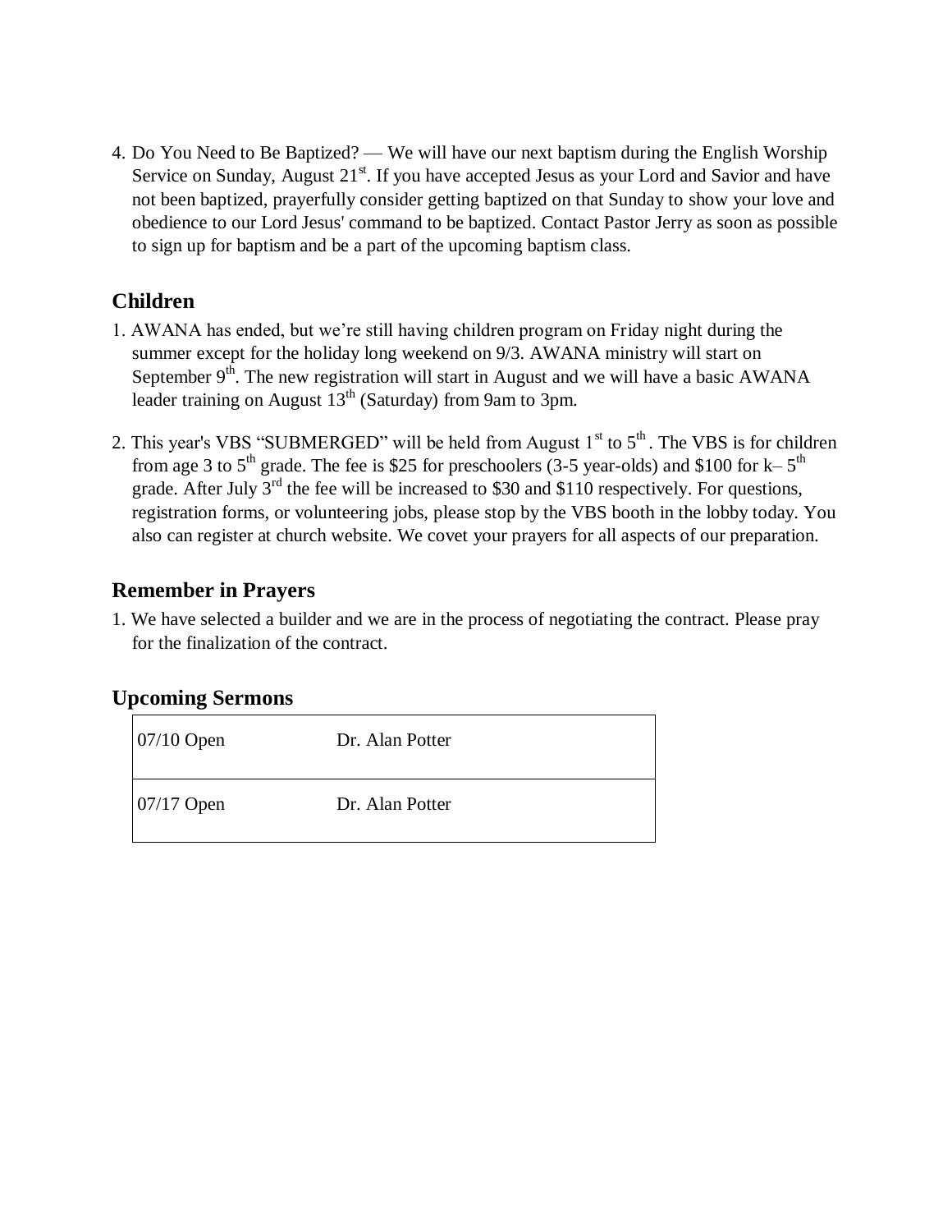4. Do You Need to Be Baptized? — We will have our next baptism during the English Worship Service on Sunday, August 21st. If you have accepted Jesus as your Lord and Savior and have not been baptized, prayerfully consider getting baptized on that Sunday to show your love and obedience to our Lord Jesus' command to be baptized. Contact Pastor Jerry as soon as possible to sign up for baptism and be a part of the upcoming baptism class.

## Children

1. AWANA has ended, but we're still having children program on Friday night during the summer except for the holiday long weekend on 9/3. AWANA ministry will start on September 9th. The new registration will start in August and we will have a basic AWANA leader training on August 13th (Saturday) from 9am to 3pm.

2. This year's VBS "SUBMERGED" will be held from August 1st to 5th. The VBS is for children from age 3 to 5th grade. The fee is $25 for preschoolers (3-5 year-olds) and $100 for k– 5th grade. After July 3rd the fee will be increased to $30 and $110 respectively. For questions, registration forms, or volunteering jobs, please stop by the VBS booth in the lobby today. You also can register at church website. We covet your prayers for all aspects of our preparation.

## Remember in Prayers

1. We have selected a builder and we are in the process of negotiating the contract. Please pray for the finalization of the contract.

## Upcoming Sermons

| | |
|---|---|
| 07/10 Open | Dr. Alan Potter |
| 07/17 Open | Dr. Alan Potter |